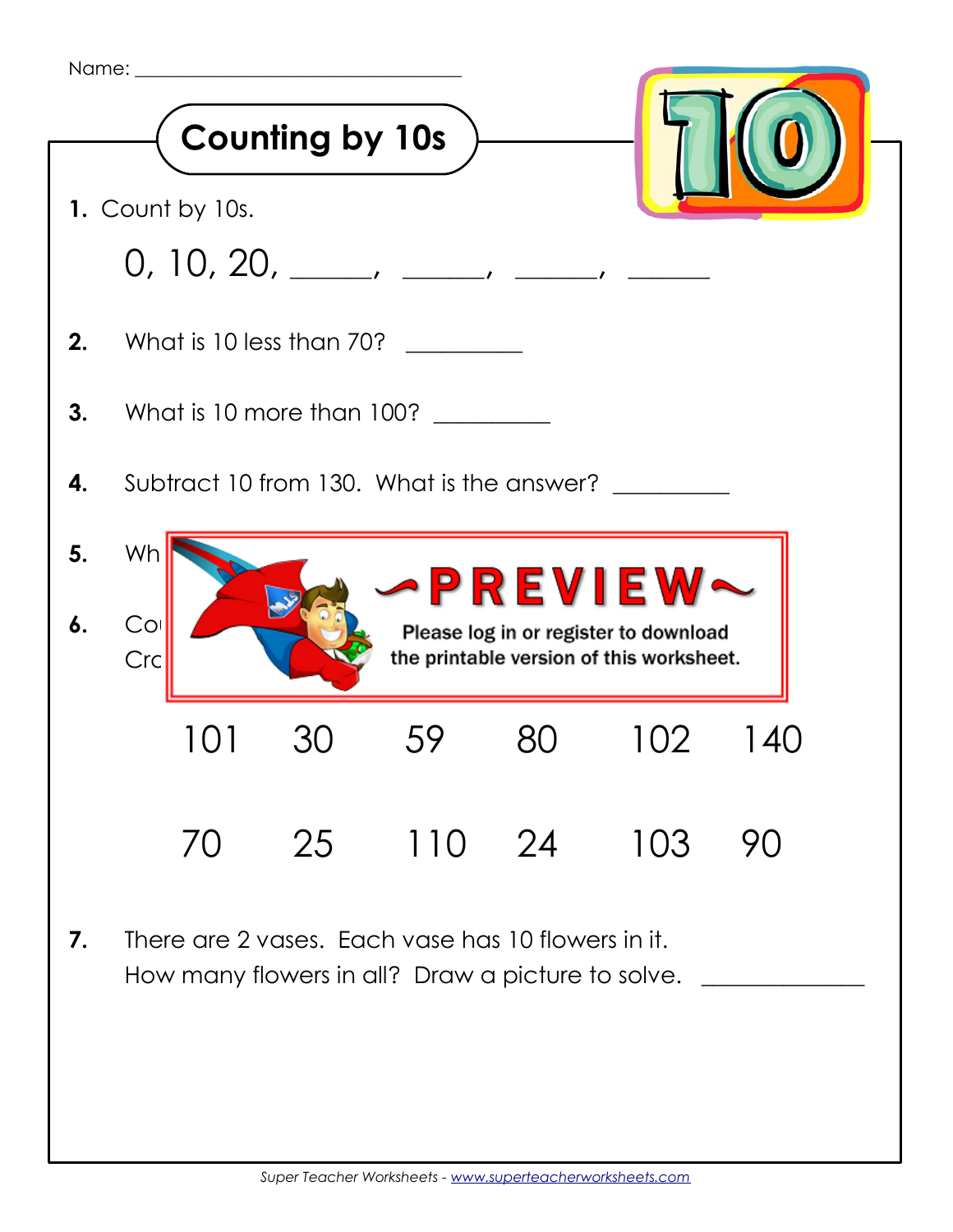Name: ______________________________

## Counting by 10s

**1.** Count by 10s.

0, 10, 20, ______, ______, ______, ______

**2.** What is 10 less than 70? __________

**3.** What is 10 more than 100? __________

**4.** Subtract 10 from 130. What is the answer? __________

**5.** Wh

~PREVIEW~

Please log in or register to download the printable version of this worksheet.

**6.** Co

Cro

| | | | | | |
|---|---|---|---|---|---|
| 101 | 30 | 59 | 80 | 102 | 140 |
| 70 | 25 | 110 | 24 | 103 | 90 |

**7.** There are 2 vases. Each vase has 10 flowers in it. How many flowers in all? Draw a picture to solve. ______________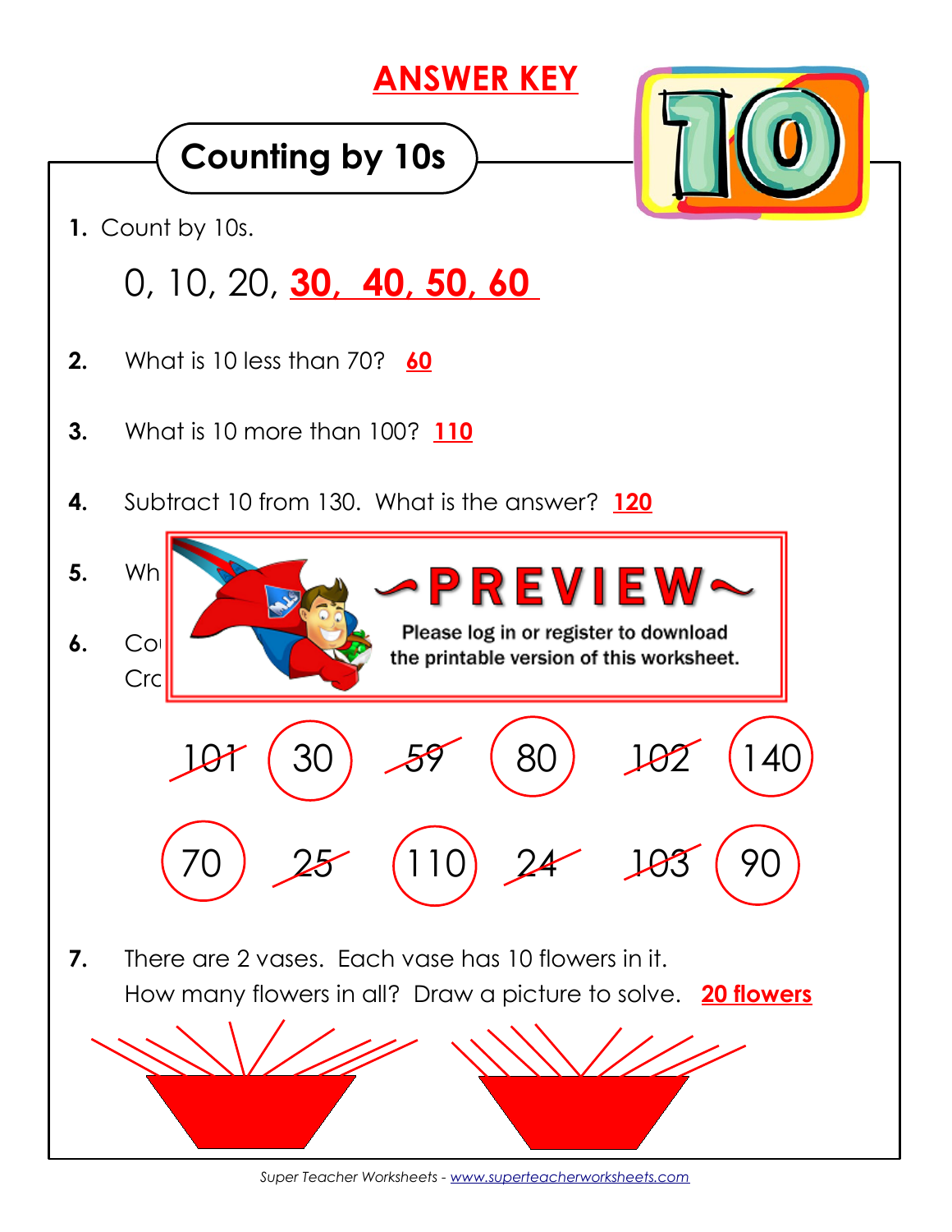**ANSWER KEY**

# Counting by 10s

**1.** Count by 10s.

0, 10, 20, **30, 40, 50, 60**

**2.** What is 10 less than 70? **60**

**3.** What is 10 more than 100? **110**

**4.** Subtract 10 from 130. What is the answer? **120**

**5.** Wh

~PREVIEW~

Please log in or register to download the printable version of this worksheet.

**6.** Co

Crc

~~101~~ (30) ~~59~~ (80) ~~102~~ (140)

(70) ~~25~~ (110) ~~24~~ ~~103~~ (90)

**7.** There are 2 vases. Each vase has 10 flowers in it.
How many flowers in all? Draw a picture to solve. **20 flowers**